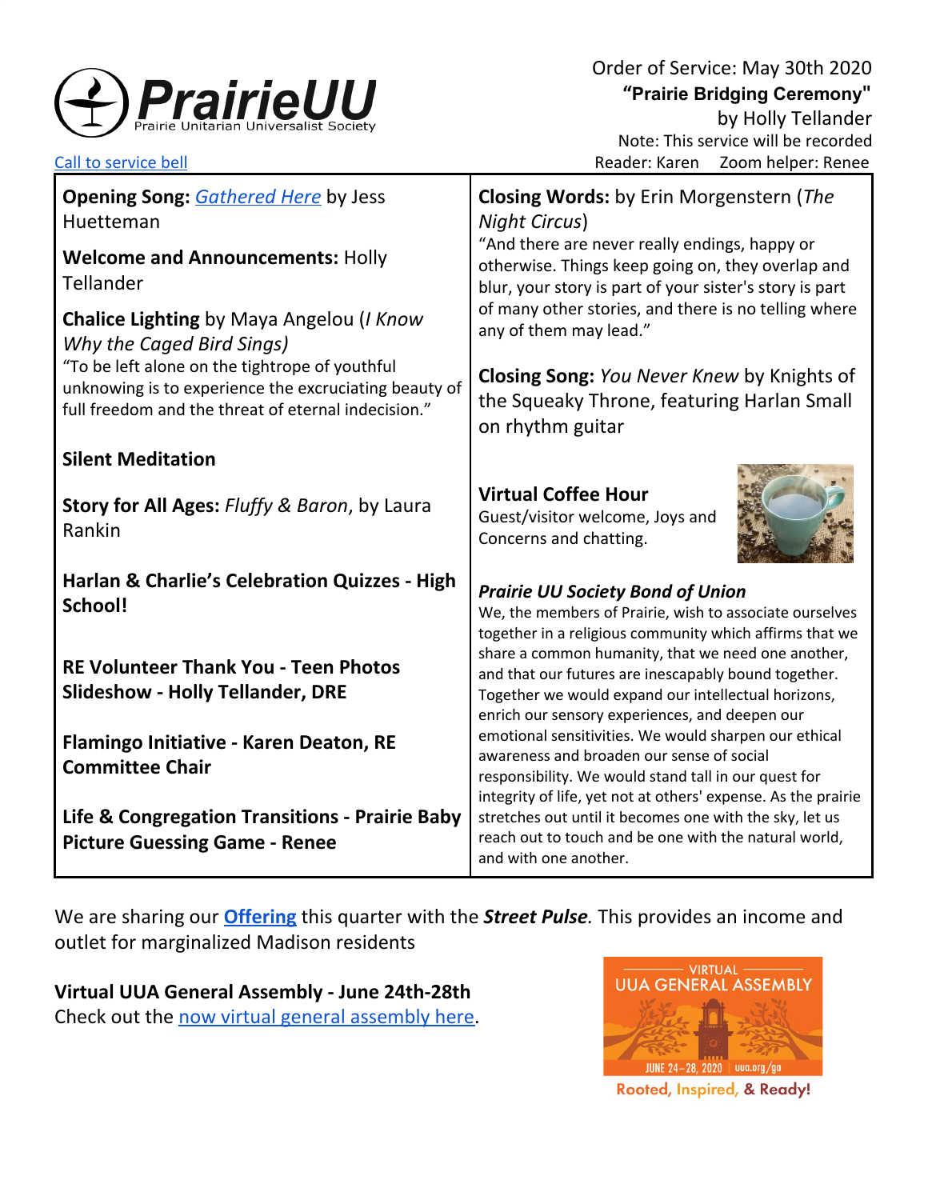# PrairieUU
Prairie Unitarian Universalist Society

Order of Service: May 30th 2020
**"Prairie Bridging Ceremony"**
by Holly Tellander
Note: This service will be recorded
Reader: Karen    Zoom helper: Renee

Call to service bell

**Opening Song:** *Gathered Here* by Jess Huetteman

**Welcome and Announcements:** Holly Tellander

**Chalice Lighting** by Maya Angelou (*I Know Why the Caged Bird Sings*)
"To be left alone on the tightrope of youthful unknowing is to experience the excruciating beauty of full freedom and the threat of eternal indecision."

**Silent Meditation**

**Story for All Ages:** *Fluffy & Baron*, by Laura Rankin

**Harlan & Charlie's Celebration Quizzes - High School!**

**RE Volunteer Thank You - Teen Photos Slideshow - Holly Tellander, DRE**

**Flamingo Initiative - Karen Deaton, RE Committee Chair**

**Life & Congregation Transitions - Prairie Baby Picture Guessing Game - Renee**

**Closing Words:** by Erin Morgenstern (*The Night Circus*)
"And there are never really endings, happy or otherwise. Things keep going on, they overlap and blur, your story is part of your sister's story is part of many other stories, and there is no telling where any of them may lead."

**Closing Song:** *You Never Knew* by Knights of the Squeaky Throne, featuring Harlan Small on rhythm guitar

**Virtual Coffee Hour**
Guest/visitor welcome, Joys and Concerns and chatting.

***Prairie UU Society Bond of Union***
We, the members of Prairie, wish to associate ourselves together in a religious community which affirms that we share a common humanity, that we need one another, and that our futures are inescapably bound together. Together we would expand our intellectual horizons, enrich our sensory experiences, and deepen our emotional sensitivities. We would sharpen our ethical awareness and broaden our sense of social responsibility. We would stand tall in our quest for integrity of life, yet not at others' expense. As the prairie stretches out until it becomes one with the sky, let us reach out to touch and be one with the natural world, and with one another.

We are sharing our **Offering** this quarter with the ***Street Pulse***. This provides an income and outlet for marginalized Madison residents

**Virtual UUA General Assembly - June 24th-28th**
Check out the now virtual general assembly here.

VIRTUAL UUA GENERAL ASSEMBLY
JUNE 24–28, 2020 | uua.org/ga
Rooted, Inspired, & Ready!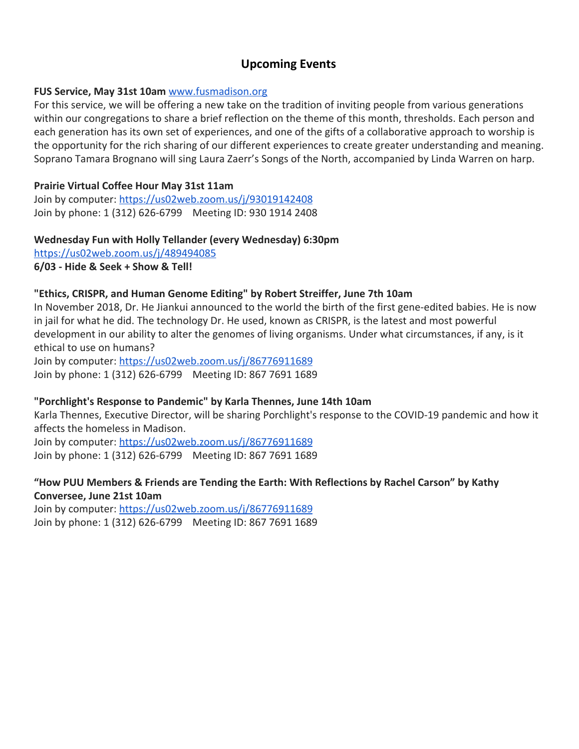## Upcoming Events

**FUS Service, May 31st 10am** www.fusmadison.org
For this service, we will be offering a new take on the tradition of inviting people from various generations within our congregations to share a brief reflection on the theme of this month, thresholds. Each person and each generation has its own set of experiences, and one of the gifts of a collaborative approach to worship is the opportunity for the rich sharing of our different experiences to create greater understanding and meaning. Soprano Tamara Brognano will sing Laura Zaerr's Songs of the North, accompanied by Linda Warren on harp.

**Prairie Virtual Coffee Hour May 31st 11am**
Join by computer: https://us02web.zoom.us/j/93019142408
Join by phone: 1 (312) 626-6799 Meeting ID: 930 1914 2408

**Wednesday Fun with Holly Tellander (every Wednesday) 6:30pm**
https://us02web.zoom.us/j/489494085
**6/03 - Hide & Seek + Show & Tell!**

**"Ethics, CRISPR, and Human Genome Editing" by Robert Streiffer, June 7th 10am**
In November 2018, Dr. He Jiankui announced to the world the birth of the first gene-edited babies. He is now in jail for what he did. The technology Dr. He used, known as CRISPR, is the latest and most powerful development in our ability to alter the genomes of living organisms. Under what circumstances, if any, is it ethical to use on humans?
Join by computer: https://us02web.zoom.us/j/86776911689
Join by phone: 1 (312) 626-6799 Meeting ID: 867 7691 1689

**"Porchlight's Response to Pandemic" by Karla Thennes, June 14th 10am**
Karla Thennes, Executive Director, will be sharing Porchlight's response to the COVID-19 pandemic and how it affects the homeless in Madison.
Join by computer: https://us02web.zoom.us/j/86776911689
Join by phone: 1 (312) 626-6799 Meeting ID: 867 7691 1689

**"How PUU Members & Friends are Tending the Earth: With Reflections by Rachel Carson" by Kathy Conversee, June 21st 10am**
Join by computer: https://us02web.zoom.us/j/86776911689
Join by phone: 1 (312) 626-6799 Meeting ID: 867 7691 1689